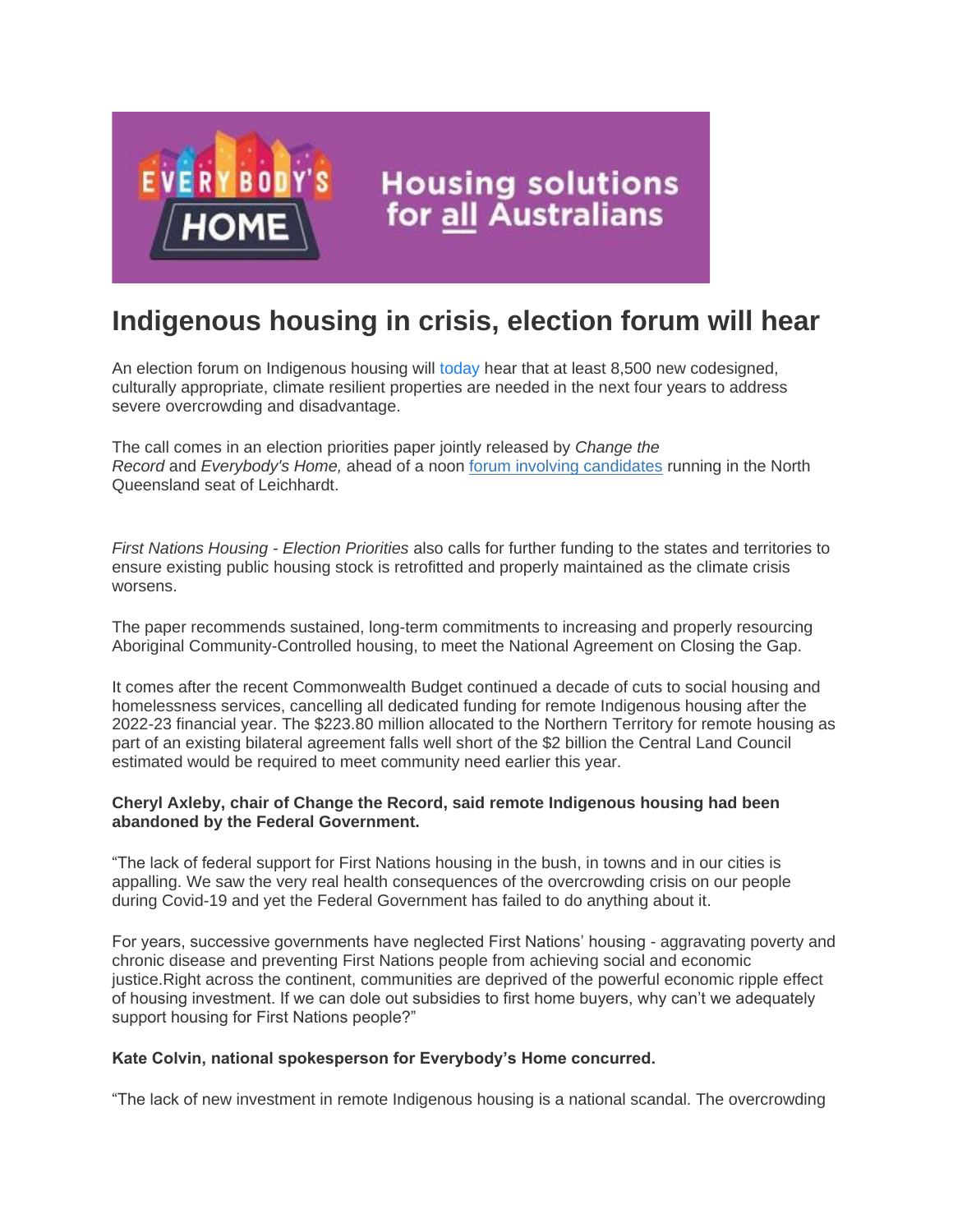# Indigenous housing in crisis, election forum will hear

An election forum on Indigenous housing will today hear that at least 8,500 new codesigned, culturally appropriate, climate resilient properties are needed in the next four years to address severe overcrowding and disadvantage.

The call comes in an election priorities paper jointly released by *Change the Record* and *Everybody's Home,* ahead of a noon forum involving candidates running in the North Queensland seat of Leichhardt.

*First Nations Housing - Election Priorities* also calls for further funding to the states and territories to ensure existing public housing stock is retrofitted and properly maintained as the climate crisis worsens.

The paper recommends sustained, long-term commitments to increasing and properly resourcing Aboriginal Community-Controlled housing, to meet the National Agreement on Closing the Gap.

It comes after the recent Commonwealth Budget continued a decade of cuts to social housing and homelessness services, cancelling all dedicated funding for remote Indigenous housing after the 2022-23 financial year. The $223.80 million allocated to the Northern Territory for remote housing as part of an existing bilateral agreement falls well short of the $2 billion the Central Land Council estimated would be required to meet community need earlier this year.

**Cheryl Axleby, chair of Change the Record, said remote Indigenous housing had been abandoned by the Federal Government.**

"The lack of federal support for First Nations housing in the bush, in towns and in our cities is appalling. We saw the very real health consequences of the overcrowding crisis on our people during Covid-19 and yet the Federal Government has failed to do anything about it.

For years, successive governments have neglected First Nations' housing - aggravating poverty and chronic disease and preventing First Nations people from achieving social and economic justice.Right across the continent, communities are deprived of the powerful economic ripple effect of housing investment. If we can dole out subsidies to first home buyers, why can't we adequately support housing for First Nations people?"

**Kate Colvin, national spokesperson for Everybody's Home concurred.**

"The lack of new investment in remote Indigenous housing is a national scandal. The overcrowding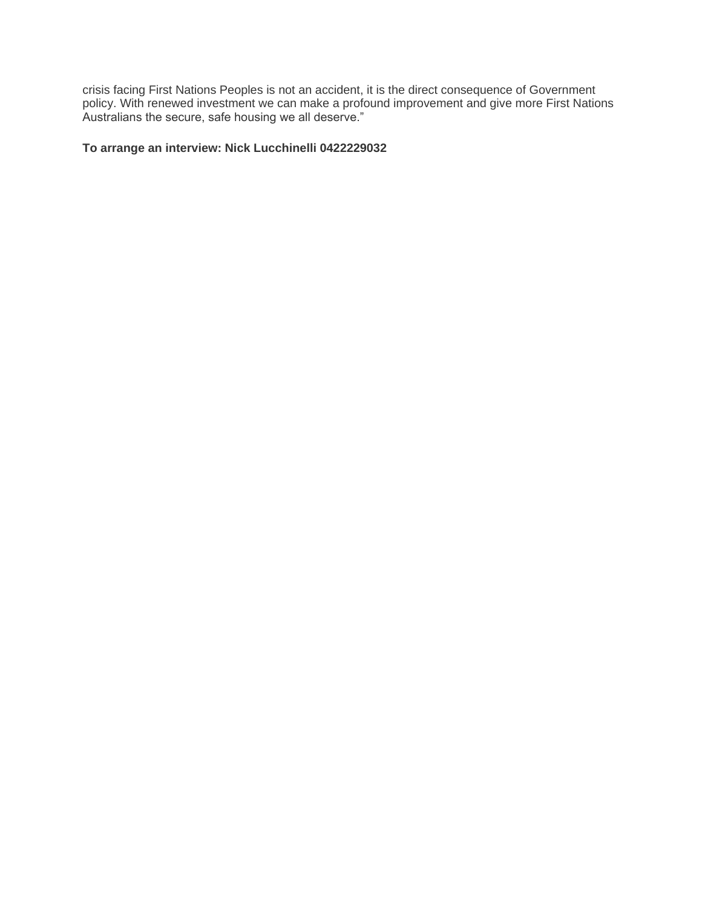crisis facing First Nations Peoples is not an accident, it is the direct consequence of Government policy. With renewed investment we can make a profound improvement and give more First Nations Australians the secure, safe housing we all deserve."

**To arrange an interview: Nick Lucchinelli 0422229032**